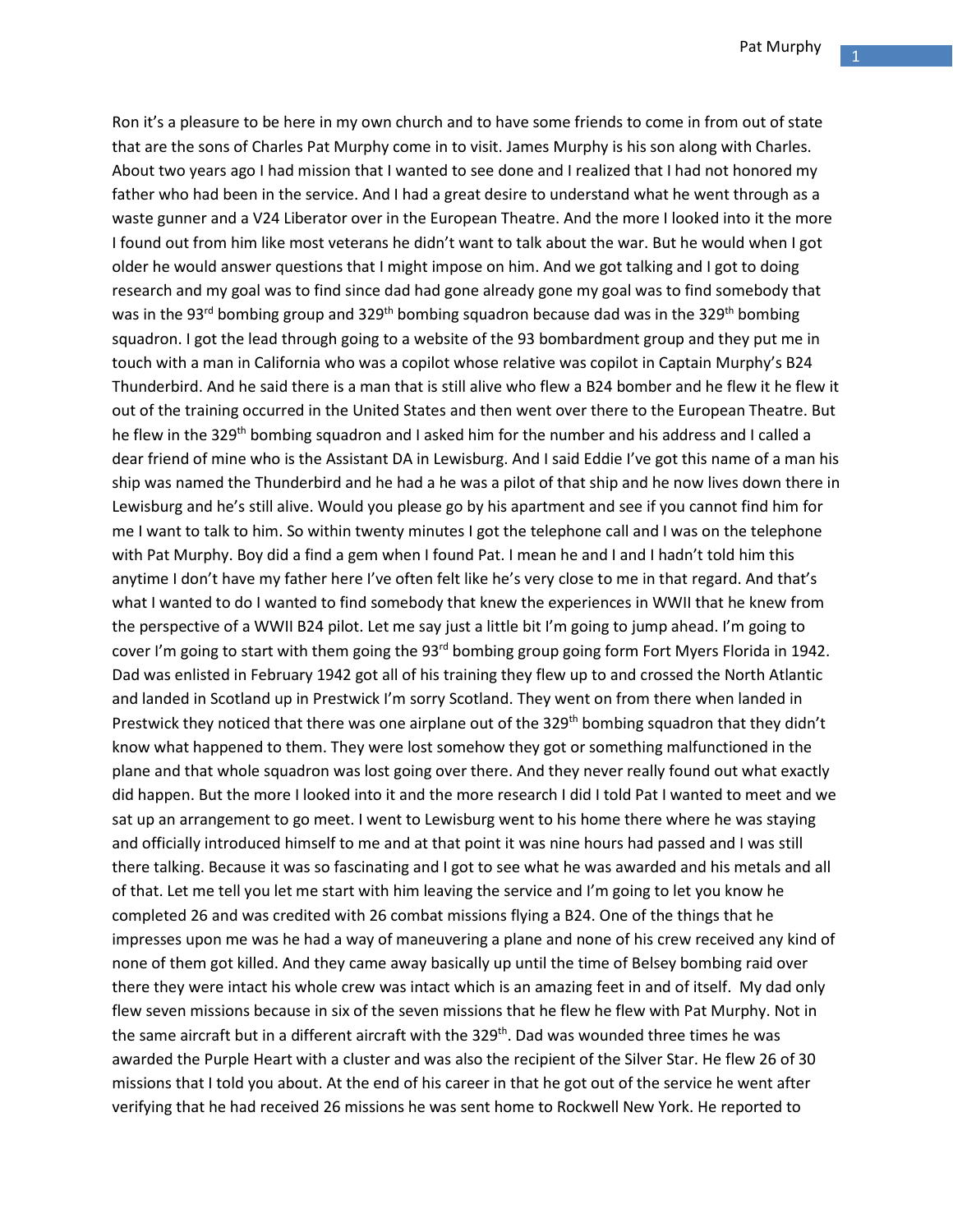Ron it's a pleasure to be here in my own church and to have some friends to come in from out of state that are the sons of Charles Pat Murphy come in to visit. James Murphy is his son along with Charles. About two years ago I had mission that I wanted to see done and I realized that I had not honored my father who had been in the service. And I had a great desire to understand what he went through as a waste gunner and a V24 Liberator over in the European Theatre. And the more I looked into it the more I found out from him like most veterans he didn't want to talk about the war. But he would when I got older he would answer questions that I might impose on him. And we got talking and I got to doing research and my goal was to find since dad had gone already gone my goal was to find somebody that was in the 93rd bombing group and 329th bombing squadron because dad was in the 329th bombing squadron. I got the lead through going to a website of the 93 bombardment group and they put me in touch with a man in California who was a copilot whose relative was copilot in Captain Murphy's B24 Thunderbird. And he said there is a man that is still alive who flew a B24 bomber and he flew it he flew it out of the training occurred in the United States and then went over there to the European Theatre. But he flew in the 329th bombing squadron and I asked him for the number and his address and I called a dear friend of mine who is the Assistant DA in Lewisburg. And I said Eddie I've got this name of a man his ship was named the Thunderbird and he had a he was a pilot of that ship and he now lives down there in Lewisburg and he's still alive. Would you please go by his apartment and see if you cannot find him for me I want to talk to him. So within twenty minutes I got the telephone call and I was on the telephone with Pat Murphy. Boy did a find a gem when I found Pat. I mean he and I and I hadn't told him this anytime I don't have my father here I've often felt like he's very close to me in that regard. And that's what I wanted to do I wanted to find somebody that knew the experiences in WWII that he knew from the perspective of a WWII B24 pilot. Let me say just a little bit I'm going to jump ahead. I'm going to cover I'm going to start with them going the 93rd bombing group going form Fort Myers Florida in 1942. Dad was enlisted in February 1942 got all of his training they flew up to and crossed the North Atlantic and landed in Scotland up in Prestwick I'm sorry Scotland. They went on from there when landed in Prestwick they noticed that there was one airplane out of the 329th bombing squadron that they didn't know what happened to them. They were lost somehow they got or something malfunctioned in the plane and that whole squadron was lost going over there. And they never really found out what exactly did happen. But the more I looked into it and the more research I did I told Pat I wanted to meet and we sat up an arrangement to go meet. I went to Lewisburg went to his home there where he was staying and officially introduced himself to me and at that point it was nine hours had passed and I was still there talking. Because it was so fascinating and I got to see what he was awarded and his metals and all of that. Let me tell you let me start with him leaving the service and I'm going to let you know he completed 26 and was credited with 26 combat missions flying a B24. One of the things that he impresses upon me was he had a way of maneuvering a plane and none of his crew received any kind of none of them got killed. And they came away basically up until the time of Belsey bombing raid over there they were intact his whole crew was intact which is an amazing feet in and of itself. My dad only flew seven missions because in six of the seven missions that he flew he flew with Pat Murphy. Not in the same aircraft but in a different aircraft with the 329th. Dad was wounded three times he was awarded the Purple Heart with a cluster and was also the recipient of the Silver Star. He flew 26 of 30 missions that I told you about. At the end of his career in that he got out of the service he went after verifying that he had received 26 missions he was sent home to Rockwell New York. He reported to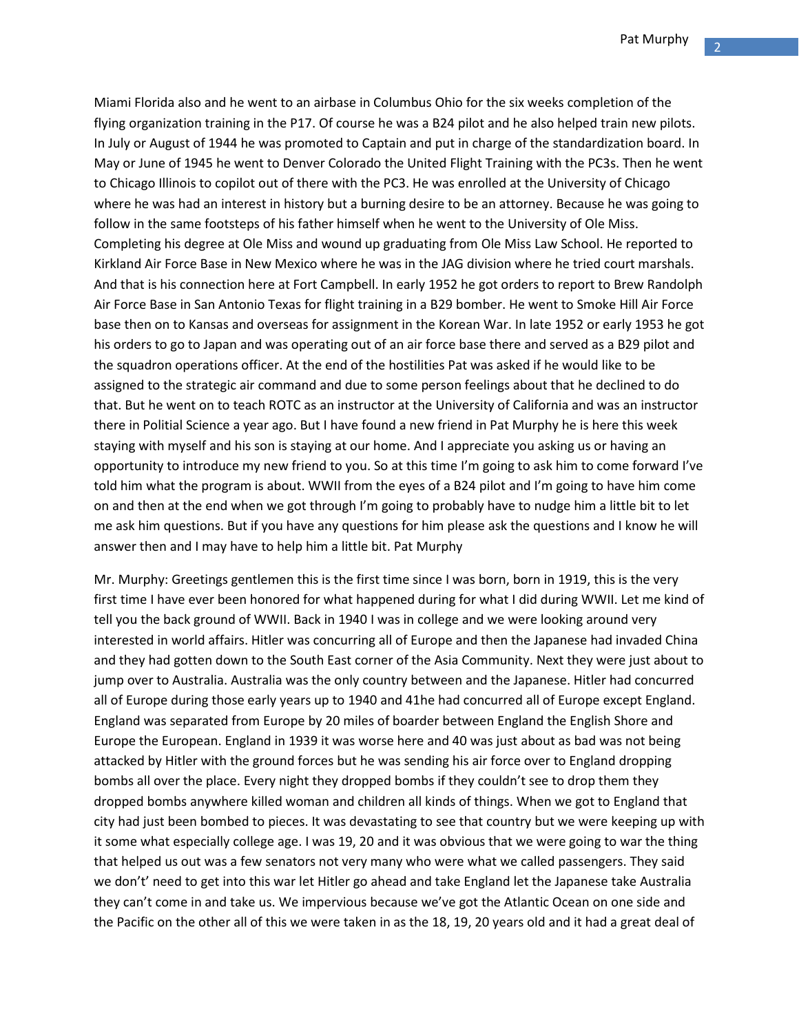Miami Florida also and he went to an airbase in Columbus Ohio for the six weeks completion of the flying organization training in the P17. Of course he was a B24 pilot and he also helped train new pilots. In July or August of 1944 he was promoted to Captain and put in charge of the standardization board. In May or June of 1945 he went to Denver Colorado the United Flight Training with the PC3s. Then he went to Chicago Illinois to copilot out of there with the PC3. He was enrolled at the University of Chicago where he was had an interest in history but a burning desire to be an attorney. Because he was going to follow in the same footsteps of his father himself when he went to the University of Ole Miss. Completing his degree at Ole Miss and wound up graduating from Ole Miss Law School. He reported to Kirkland Air Force Base in New Mexico where he was in the JAG division where he tried court marshals. And that is his connection here at Fort Campbell. In early 1952 he got orders to report to Brew Randolph Air Force Base in San Antonio Texas for flight training in a B29 bomber. He went to Smoke Hill Air Force base then on to Kansas and overseas for assignment in the Korean War. In late 1952 or early 1953 he got his orders to go to Japan and was operating out of an air force base there and served as a B29 pilot and the squadron operations officer. At the end of the hostilities Pat was asked if he would like to be assigned to the strategic air command and due to some person feelings about that he declined to do that. But he went on to teach ROTC as an instructor at the University of California and was an instructor there in Politial Science a year ago. But I have found a new friend in Pat Murphy he is here this week staying with myself and his son is staying at our home. And I appreciate you asking us or having an opportunity to introduce my new friend to you. So at this time I'm going to ask him to come forward I've told him what the program is about. WWII from the eyes of a B24 pilot and I'm going to have him come on and then at the end when we got through I'm going to probably have to nudge him a little bit to let me ask him questions. But if you have any questions for him please ask the questions and I know he will answer then and I may have to help him a little bit. Pat Murphy

Mr. Murphy: Greetings gentlemen this is the first time since I was born, born in 1919, this is the very first time I have ever been honored for what happened during for what I did during WWII. Let me kind of tell you the back ground of WWII. Back in 1940 I was in college and we were looking around very interested in world affairs. Hitler was concurring all of Europe and then the Japanese had invaded China and they had gotten down to the South East corner of the Asia Community. Next they were just about to jump over to Australia. Australia was the only country between and the Japanese. Hitler had concurred all of Europe during those early years up to 1940 and 41he had concurred all of Europe except England. England was separated from Europe by 20 miles of boarder between England the English Shore and Europe the European. England in 1939 it was worse here and 40 was just about as bad was not being attacked by Hitler with the ground forces but he was sending his air force over to England dropping bombs all over the place. Every night they dropped bombs if they couldn't see to drop them they dropped bombs anywhere killed woman and children all kinds of things. When we got to England that city had just been bombed to pieces. It was devastating to see that country but we were keeping up with it some what especially college age. I was 19, 20 and it was obvious that we were going to war the thing that helped us out was a few senators not very many who were what we called passengers. They said we don't' need to get into this war let Hitler go ahead and take England let the Japanese take Australia they can't come in and take us. We impervious because we've got the Atlantic Ocean on one side and the Pacific on the other all of this we were taken in as the 18, 19, 20 years old and it had a great deal of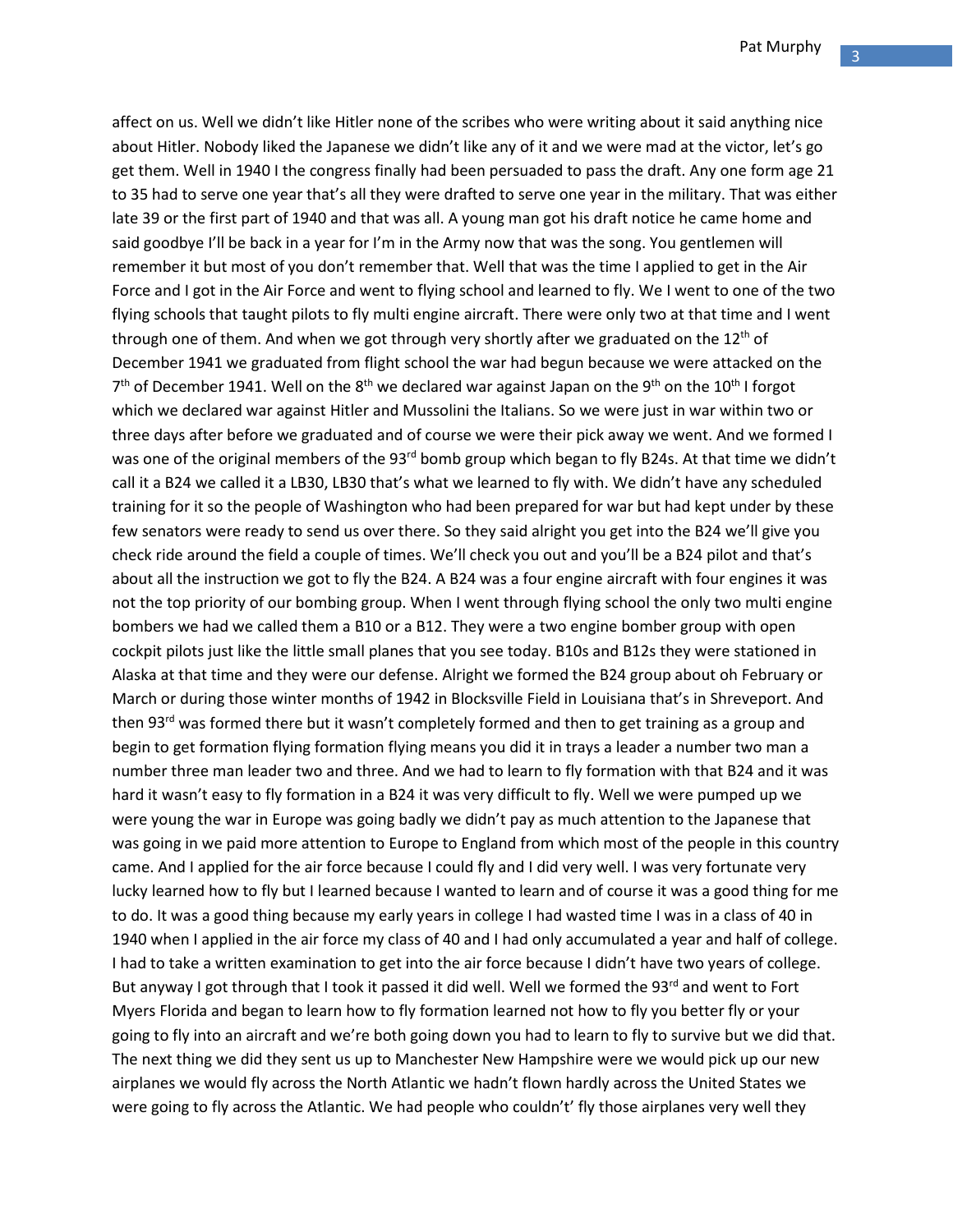affect on us. Well we didn't like Hitler none of the scribes who were writing about it said anything nice about Hitler. Nobody liked the Japanese we didn't like any of it and we were mad at the victor, let's go get them. Well in 1940 I the congress finally had been persuaded to pass the draft. Any one form age 21 to 35 had to serve one year that's all they were drafted to serve one year in the military. That was either late 39 or the first part of 1940 and that was all. A young man got his draft notice he came home and said goodbye I'll be back in a year for I'm in the Army now that was the song. You gentlemen will remember it but most of you don't remember that. Well that was the time I applied to get in the Air Force and I got in the Air Force and went to flying school and learned to fly. We I went to one of the two flying schools that taught pilots to fly multi engine aircraft. There were only two at that time and I went through one of them. And when we got through very shortly after we graduated on the 12th of December 1941 we graduated from flight school the war had begun because we were attacked on the 7th of December 1941. Well on the 8th we declared war against Japan on the 9th on the 10th I forgot which we declared war against Hitler and Mussolini the Italians. So we were just in war within two or three days after before we graduated and of course we were their pick away we went. And we formed I was one of the original members of the 93rd bomb group which began to fly B24s. At that time we didn't call it a B24 we called it a LB30, LB30 that's what we learned to fly with. We didn't have any scheduled training for it so the people of Washington who had been prepared for war but had kept under by these few senators were ready to send us over there. So they said alright you get into the B24 we'll give you check ride around the field a couple of times. We'll check you out and you'll be a B24 pilot and that's about all the instruction we got to fly the B24. A B24 was a four engine aircraft with four engines it was not the top priority of our bombing group. When I went through flying school the only two multi engine bombers we had we called them a B10 or a B12. They were a two engine bomber group with open cockpit pilots just like the little small planes that you see today. B10s and B12s they were stationed in Alaska at that time and they were our defense. Alright we formed the B24 group about oh February or March or during those winter months of 1942 in Blocksville Field in Louisiana that's in Shreveport. And then 93rd was formed there but it wasn't completely formed and then to get training as a group and begin to get formation flying formation flying means you did it in trays a leader a number two man a number three man leader two and three. And we had to learn to fly formation with that B24 and it was hard it wasn't easy to fly formation in a B24 it was very difficult to fly. Well we were pumped up we were young the war in Europe was going badly we didn't pay as much attention to the Japanese that was going in we paid more attention to Europe to England from which most of the people in this country came. And I applied for the air force because I could fly and I did very well. I was very fortunate very lucky learned how to fly but I learned because I wanted to learn and of course it was a good thing for me to do. It was a good thing because my early years in college I had wasted time I was in a class of 40 in 1940 when I applied in the air force my class of 40 and I had only accumulated a year and half of college. I had to take a written examination to get into the air force because I didn't have two years of college. But anyway I got through that I took it passed it did well. Well we formed the 93rd and went to Fort Myers Florida and began to learn how to fly formation learned not how to fly you better fly or your going to fly into an aircraft and we're both going down you had to learn to fly to survive but we did that. The next thing we did they sent us up to Manchester New Hampshire were we would pick up our new airplanes we would fly across the North Atlantic we hadn't flown hardly across the United States we were going to fly across the Atlantic. We had people who couldn't' fly those airplanes very well they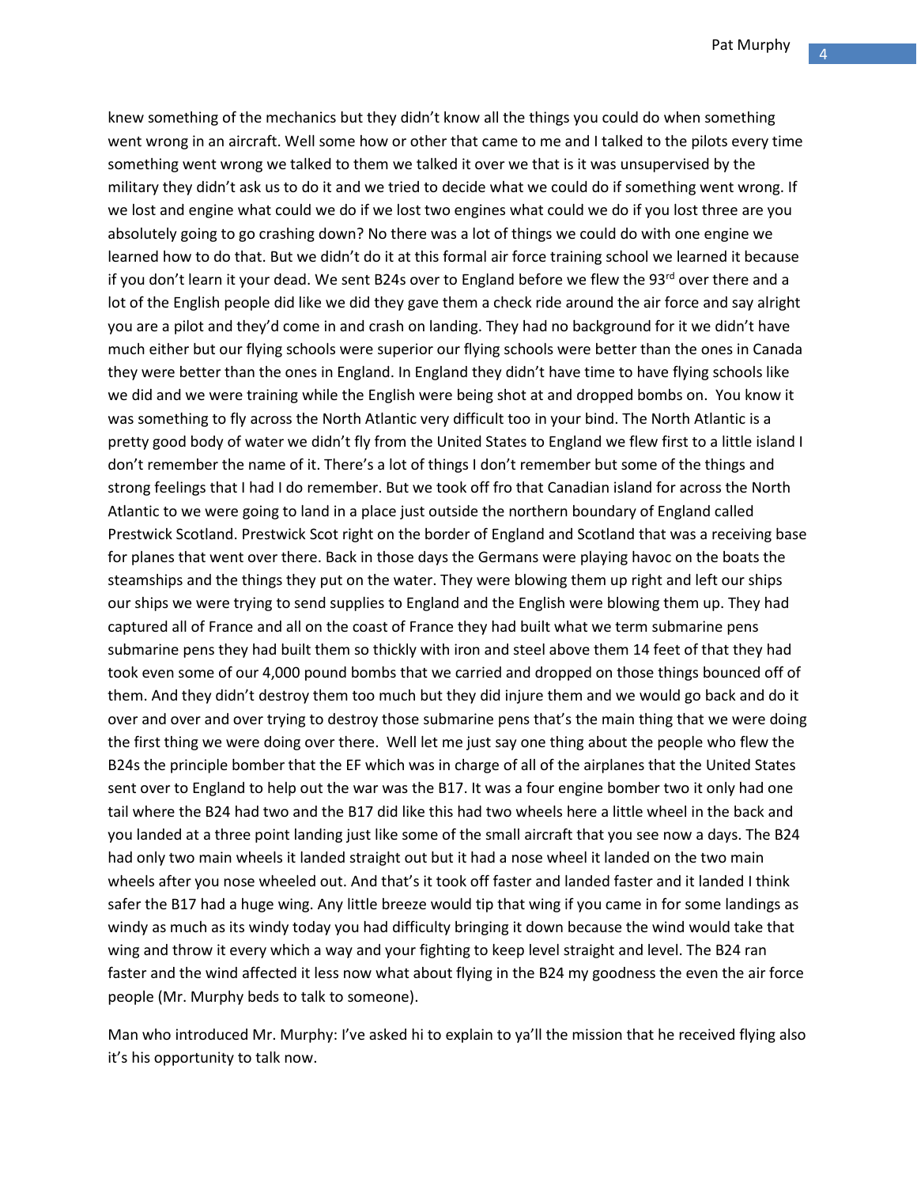knew something of the mechanics but they didn't know all the things you could do when something went wrong in an aircraft. Well some how or other that came to me and I talked to the pilots every time something went wrong we talked to them we talked it over we that is it was unsupervised by the military they didn't ask us to do it and we tried to decide what we could do if something went wrong. If we lost and engine what could we do if we lost two engines what could we do if you lost three are you absolutely going to go crashing down? No there was a lot of things we could do with one engine we learned how to do that. But we didn't do it at this formal air force training school we learned it because if you don't learn it your dead. We sent B24s over to England before we flew the 93rd over there and a lot of the English people did like we did they gave them a check ride around the air force and say alright you are a pilot and they'd come in and crash on landing. They had no background for it we didn't have much either but our flying schools were superior our flying schools were better than the ones in Canada they were better than the ones in England. In England they didn't have time to have flying schools like we did and we were training while the English were being shot at and dropped bombs on. You know it was something to fly across the North Atlantic very difficult too in your bind. The North Atlantic is a pretty good body of water we didn't fly from the United States to England we flew first to a little island I don't remember the name of it. There's a lot of things I don't remember but some of the things and strong feelings that I had I do remember. But we took off fro that Canadian island for across the North Atlantic to we were going to land in a place just outside the northern boundary of England called Prestwick Scotland. Prestwick Scot right on the border of England and Scotland that was a receiving base for planes that went over there. Back in those days the Germans were playing havoc on the boats the steamships and the things they put on the water. They were blowing them up right and left our ships our ships we were trying to send supplies to England and the English were blowing them up. They had captured all of France and all on the coast of France they had built what we term submarine pens submarine pens they had built them so thickly with iron and steel above them 14 feet of that they had took even some of our 4,000 pound bombs that we carried and dropped on those things bounced off of them. And they didn't destroy them too much but they did injure them and we would go back and do it over and over and over trying to destroy those submarine pens that's the main thing that we were doing the first thing we were doing over there. Well let me just say one thing about the people who flew the B24s the principle bomber that the EF which was in charge of all of the airplanes that the United States sent over to England to help out the war was the B17. It was a four engine bomber two it only had one tail where the B24 had two and the B17 did like this had two wheels here a little wheel in the back and you landed at a three point landing just like some of the small aircraft that you see now a days. The B24 had only two main wheels it landed straight out but it had a nose wheel it landed on the two main wheels after you nose wheeled out. And that's it took off faster and landed faster and it landed I think safer the B17 had a huge wing. Any little breeze would tip that wing if you came in for some landings as windy as much as its windy today you had difficulty bringing it down because the wind would take that wing and throw it every which a way and your fighting to keep level straight and level. The B24 ran faster and the wind affected it less now what about flying in the B24 my goodness the even the air force people (Mr. Murphy beds to talk to someone).

Man who introduced Mr. Murphy: I've asked hi to explain to ya'll the mission that he received flying also it's his opportunity to talk now.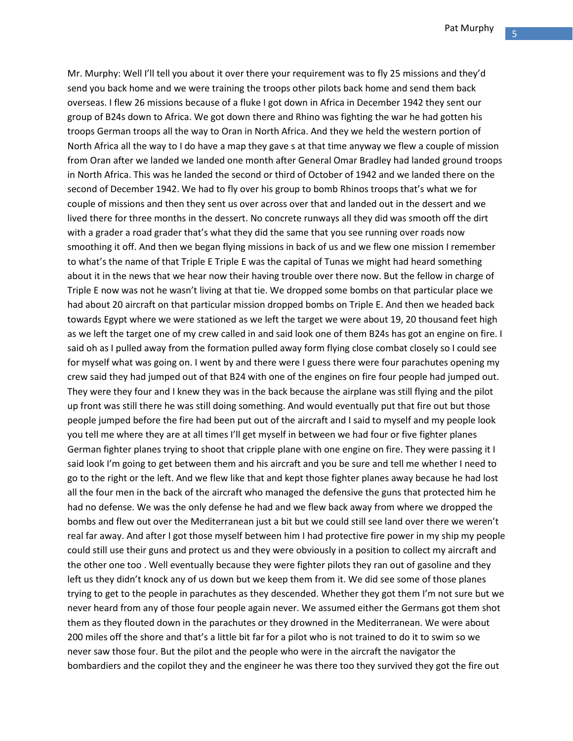Mr. Murphy: Well I'll tell you about it over there your requirement was to fly 25 missions and they'd send you back home and we were training the troops other pilots back home and send them back overseas. I flew 26 missions because of a fluke I got down in Africa in December 1942 they sent our group of B24s down to Africa. We got down there and Rhino was fighting the war he had gotten his troops German troops all the way to Oran in North Africa. And they we held the western portion of North Africa all the way to I do have a map they gave s at that time anyway we flew a couple of mission from Oran after we landed we landed one month after General Omar Bradley had landed ground troops in North Africa. This was he landed the second or third of October of 1942 and we landed there on the second of December 1942. We had to fly over his group to bomb Rhinos troops that's what we for couple of missions and then they sent us over across over that and landed out in the dessert and we lived there for three months in the dessert. No concrete runways all they did was smooth off the dirt with a grader a road grader that's what they did the same that you see running over roads now smoothing it off. And then we began flying missions in back of us and we flew one mission I remember to what's the name of that Triple E Triple E was the capital of Tunas we might had heard something about it in the news that we hear now their having trouble over there now. But the fellow in charge of Triple E now was not he wasn't living at that tie. We dropped some bombs on that particular place we had about 20 aircraft on that particular mission dropped bombs on Triple E. And then we headed back towards Egypt where we were stationed as we left the target we were about 19, 20 thousand feet high as we left the target one of my crew called in and said look one of them B24s has got an engine on fire. I said oh as I pulled away from the formation pulled away form flying close combat closely so I could see for myself what was going on. I went by and there were I guess there were four parachutes opening my crew said they had jumped out of that B24 with one of the engines on fire four people had jumped out. They were they four and I knew they was in the back because the airplane was still flying and the pilot up front was still there he was still doing something. And would eventually put that fire out but those people jumped before the fire had been put out of the aircraft and I said to myself and my people look you tell me where they are at all times I'll get myself in between we had four or five fighter planes German fighter planes trying to shoot that cripple plane with one engine on fire. They were passing it I said look I'm going to get between them and his aircraft and you be sure and tell me whether I need to go to the right or the left. And we flew like that and kept those fighter planes away because he had lost all the four men in the back of the aircraft who managed the defensive the guns that protected him he had no defense. We was the only defense he had and we flew back away from where we dropped the bombs and flew out over the Mediterranean just a bit but we could still see land over there we weren't real far away. And after I got those myself between him I had protective fire power in my ship my people could still use their guns and protect us and they were obviously in a position to collect my aircraft and the other one too . Well eventually because they were fighter pilots they ran out of gasoline and they left us they didn't knock any of us down but we keep them from it. We did see some of those planes trying to get to the people in parachutes as they descended. Whether they got them I'm not sure but we never heard from any of those four people again never. We assumed either the Germans got them shot them as they flouted down in the parachutes or they drowned in the Mediterranean. We were about 200 miles off the shore and that's a little bit far for a pilot who is not trained to do it to swim so we never saw those four. But the pilot and the people who were in the aircraft the navigator the bombardiers and the copilot they and the engineer he was there too they survived they got the fire out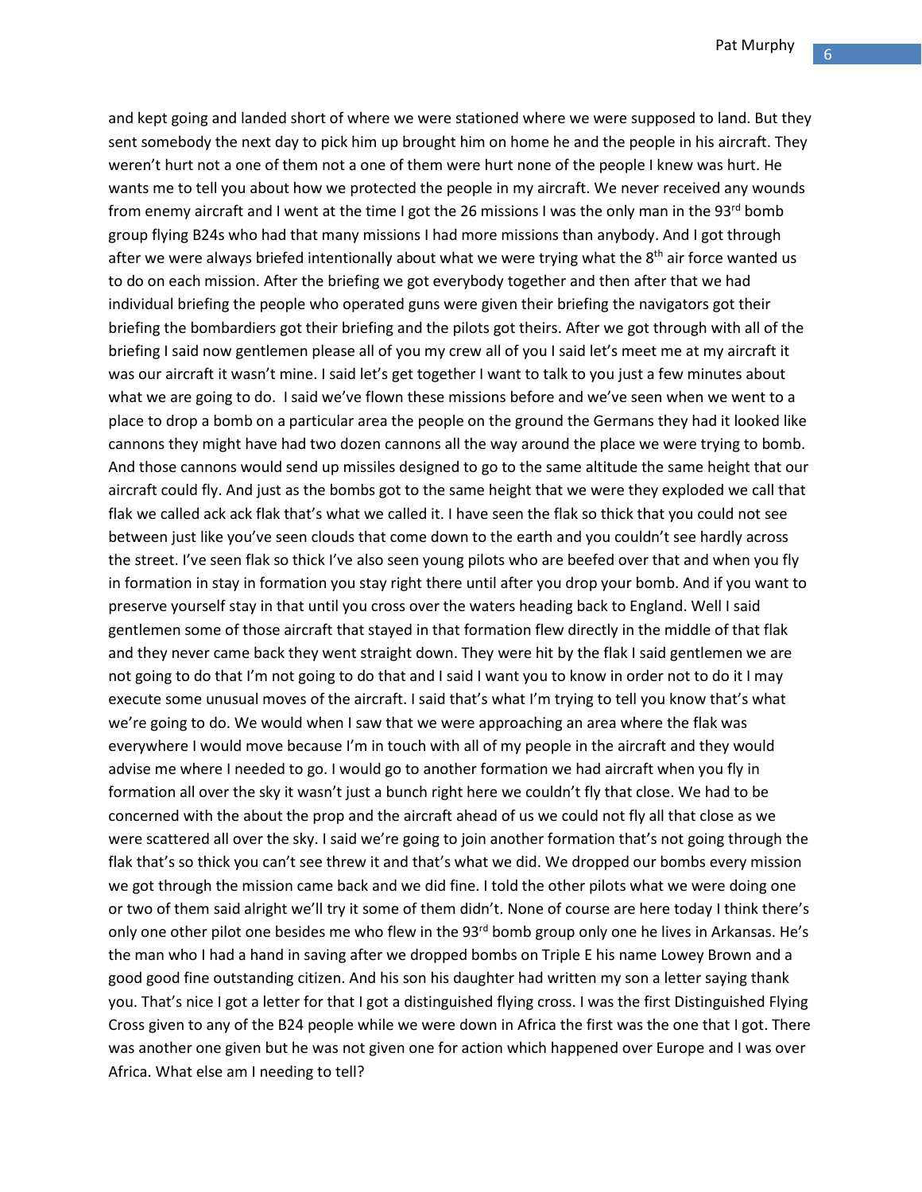and kept going and landed short of where we were stationed where we were supposed to land. But they sent somebody the next day to pick him up brought him on home he and the people in his aircraft. They weren't hurt not a one of them not a one of them were hurt none of the people I knew was hurt. He wants me to tell you about how we protected the people in my aircraft. We never received any wounds from enemy aircraft and I went at the time I got the 26 missions I was the only man in the 93rd bomb group flying B24s who had that many missions I had more missions than anybody. And I got through after we were always briefed intentionally about what we were trying what the 8th air force wanted us to do on each mission. After the briefing we got everybody together and then after that we had individual briefing the people who operated guns were given their briefing the navigators got their briefing the bombardiers got their briefing and the pilots got theirs. After we got through with all of the briefing I said now gentlemen please all of you my crew all of you I said let's meet me at my aircraft it was our aircraft it wasn't mine. I said let's get together I want to talk to you just a few minutes about what we are going to do. I said we've flown these missions before and we've seen when we went to a place to drop a bomb on a particular area the people on the ground the Germans they had it looked like cannons they might have had two dozen cannons all the way around the place we were trying to bomb. And those cannons would send up missiles designed to go to the same altitude the same height that our aircraft could fly. And just as the bombs got to the same height that we were they exploded we call that flak we called ack ack flak that's what we called it. I have seen the flak so thick that you could not see between just like you've seen clouds that come down to the earth and you couldn't see hardly across the street. I've seen flak so thick I've also seen young pilots who are beefed over that and when you fly in formation in stay in formation you stay right there until after you drop your bomb. And if you want to preserve yourself stay in that until you cross over the waters heading back to England. Well I said gentlemen some of those aircraft that stayed in that formation flew directly in the middle of that flak and they never came back they went straight down. They were hit by the flak I said gentlemen we are not going to do that I'm not going to do that and I said I want you to know in order not to do it I may execute some unusual moves of the aircraft. I said that's what I'm trying to tell you know that's what we're going to do. We would when I saw that we were approaching an area where the flak was everywhere I would move because I'm in touch with all of my people in the aircraft and they would advise me where I needed to go. I would go to another formation we had aircraft when you fly in formation all over the sky it wasn't just a bunch right here we couldn't fly that close. We had to be concerned with the about the prop and the aircraft ahead of us we could not fly all that close as we were scattered all over the sky. I said we're going to join another formation that's not going through the flak that's so thick you can't see threw it and that's what we did. We dropped our bombs every mission we got through the mission came back and we did fine. I told the other pilots what we were doing one or two of them said alright we'll try it some of them didn't. None of course are here today I think there's only one other pilot one besides me who flew in the 93rd bomb group only one he lives in Arkansas. He's the man who I had a hand in saving after we dropped bombs on Triple E his name Lowey Brown and a good good fine outstanding citizen. And his son his daughter had written my son a letter saying thank you. That's nice I got a letter for that I got a distinguished flying cross. I was the first Distinguished Flying Cross given to any of the B24 people while we were down in Africa the first was the one that I got. There was another one given but he was not given one for action which happened over Europe and I was over Africa. What else am I needing to tell?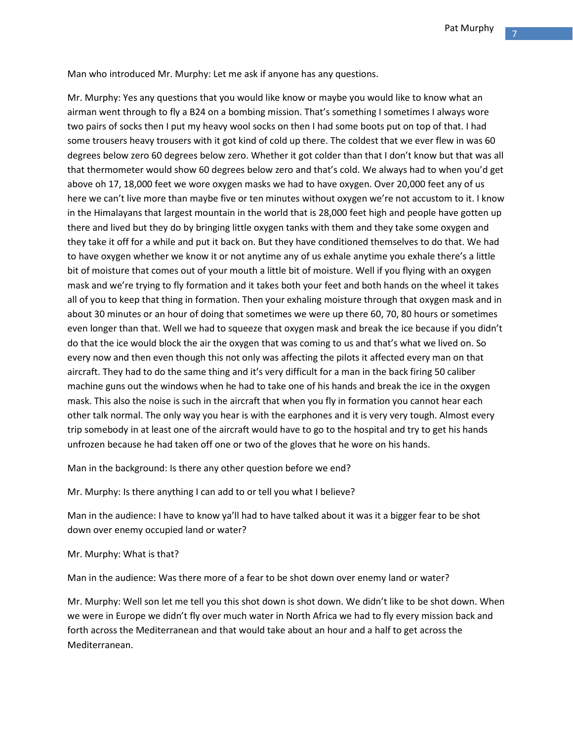Man who introduced Mr. Murphy: Let me ask if anyone has any questions.

Mr. Murphy: Yes any questions that you would like know or maybe you would like to know what an airman went through to fly a B24 on a bombing mission. That's something I sometimes I always wore two pairs of socks then I put my heavy wool socks on then I had some boots put on top of that. I had some trousers heavy trousers with it got kind of cold up there. The coldest that we ever flew in was 60 degrees below zero 60 degrees below zero. Whether it got colder than that I don't know but that was all that thermometer would show 60 degrees below zero and that's cold. We always had to when you'd get above oh 17, 18,000 feet we wore oxygen masks we had to have oxygen. Over 20,000 feet any of us here we can't live more than maybe five or ten minutes without oxygen we're not accustom to it. I know in the Himalayans that largest mountain in the world that is 28,000 feet high and people have gotten up there and lived but they do by bringing little oxygen tanks with them and they take some oxygen and they take it off for a while and put it back on. But they have conditioned themselves to do that. We had to have oxygen whether we know it or not anytime any of us exhale anytime you exhale there's a little bit of moisture that comes out of your mouth a little bit of moisture. Well if you flying with an oxygen mask and we're trying to fly formation and it takes both your feet and both hands on the wheel it takes all of you to keep that thing in formation. Then your exhaling moisture through that oxygen mask and in about 30 minutes or an hour of doing that sometimes we were up there 60, 70, 80 hours or sometimes even longer than that. Well we had to squeeze that oxygen mask and break the ice because if you didn't do that the ice would block the air the oxygen that was coming to us and that's what we lived on. So every now and then even though this not only was affecting the pilots it affected every man on that aircraft. They had to do the same thing and it's very difficult for a man in the back firing 50 caliber machine guns out the windows when he had to take one of his hands and break the ice in the oxygen mask. This also the noise is such in the aircraft that when you fly in formation you cannot hear each other talk normal. The only way you hear is with the earphones and it is very very tough. Almost every trip somebody in at least one of the aircraft would have to go to the hospital and try to get his hands unfrozen because he had taken off one or two of the gloves that he wore on his hands.

Man in the background: Is there any other question before we end?

Mr. Murphy: Is there anything I can add to or tell you what I believe?

Man in the audience: I have to know ya'll had to have talked about it was it a bigger fear to be shot down over enemy occupied land or water?

Mr. Murphy: What is that?

Man in the audience: Was there more of a fear to be shot down over enemy land or water?

Mr. Murphy: Well son let me tell you this shot down is shot down. We didn't like to be shot down. When we were in Europe we didn't fly over much water in North Africa we had to fly every mission back and forth across the Mediterranean and that would take about an hour and a half to get across the Mediterranean.